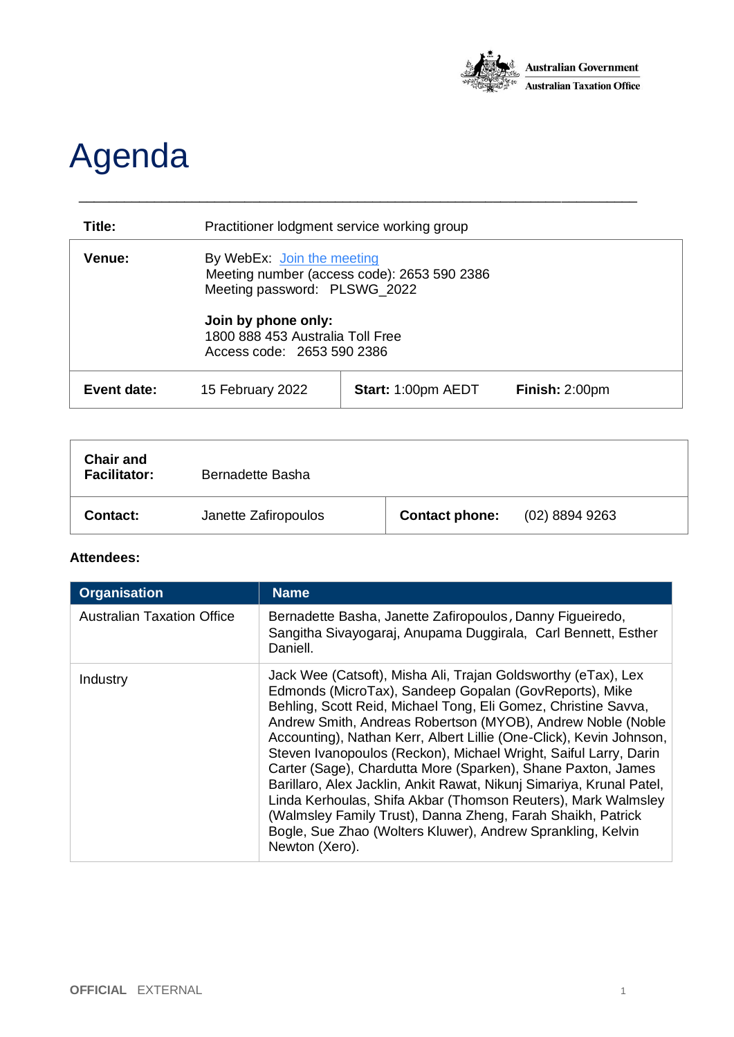Australian Government
Australian Taxation Office

# Agenda

| **Title:** | Practitioner lodgment service working group | | |
|---|---|---|---|
| **Venue:** | By WebEx: Join the meeting<br>Meeting number (access code): 2653 590 2386<br>Meeting password: PLSWG_2022<br><br>**Join by phone only:**<br>1800 888 453 Australia Toll Free<br>Access code: 2653 590 2386 | | |
| **Event date:** | 15 February 2022 | **Start:** 1:00pm AEDT | **Finish:** 2:00pm |

| **Chair and Facilitator:** | Bernadette Basha | | |
|---|---|---|---|
| **Contact:** | Janette Zafiropoulos | **Contact phone:** | (02) 8894 9263 |

**Attendees:**

| Organisation | Name |
|---|---|
| Australian Taxation Office | Bernadette Basha, Janette Zafiropoulos, Danny Figueiredo, Sangitha Sivayogaraj, Anupama Duggirala, Carl Bennett, Esther Daniell. |
| Industry | Jack Wee (Catsoft), Misha Ali, Trajan Goldsworthy (eTax), Lex Edmonds (MicroTax), Sandeep Gopalan (GovReports), Mike Behling, Scott Reid, Michael Tong, Eli Gomez, Christine Savva, Andrew Smith, Andreas Robertson (MYOB), Andrew Noble (Noble Accounting), Nathan Kerr, Albert Lillie (One-Click), Kevin Johnson, Steven Ivanopoulos (Reckon), Michael Wright, Saiful Larry, Darin Carter (Sage), Chardutta More (Sparken), Shane Paxton, James Barillaro, Alex Jacklin, Ankit Rawat, Nikunj Simariya, Krunal Patel, Linda Kerhoulas, Shifa Akbar (Thomson Reuters), Mark Walmsley (Walmsley Family Trust), Danna Zheng, Farah Shaikh, Patrick Bogle, Sue Zhao (Wolters Kluwer), Andrew Sprankling, Kelvin Newton (Xero). |

OFFICIAL EXTERNAL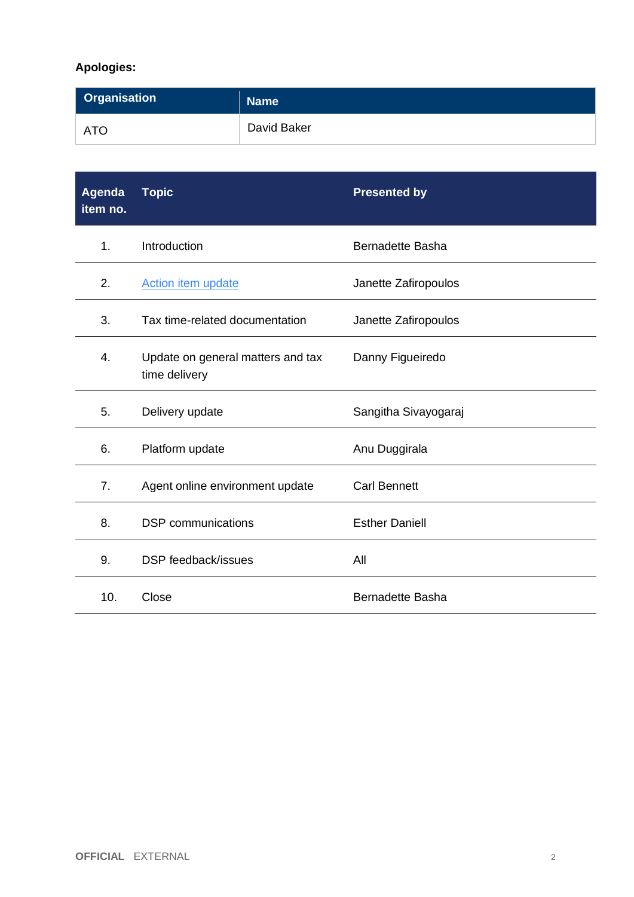**Apologies:**

| Organisation | Name |
|---|---|
| ATO | David Baker |

| Agenda item no. | Topic | Presented by |
|---|---|---|
| 1. | Introduction | Bernadette Basha |
| 2. | Action item update | Janette Zafiropoulos |
| 3. | Tax time-related documentation | Janette Zafiropoulos |
| 4. | Update on general matters and tax time delivery | Danny Figueiredo |
| 5. | Delivery update | Sangitha Sivayogaraj |
| 6. | Platform update | Anu Duggirala |
| 7. | Agent online environment update | Carl Bennett |
| 8. | DSP communications | Esther Daniell |
| 9. | DSP feedback/issues | All |
| 10. | Close | Bernadette Basha |

**OFFICIAL** EXTERNAL